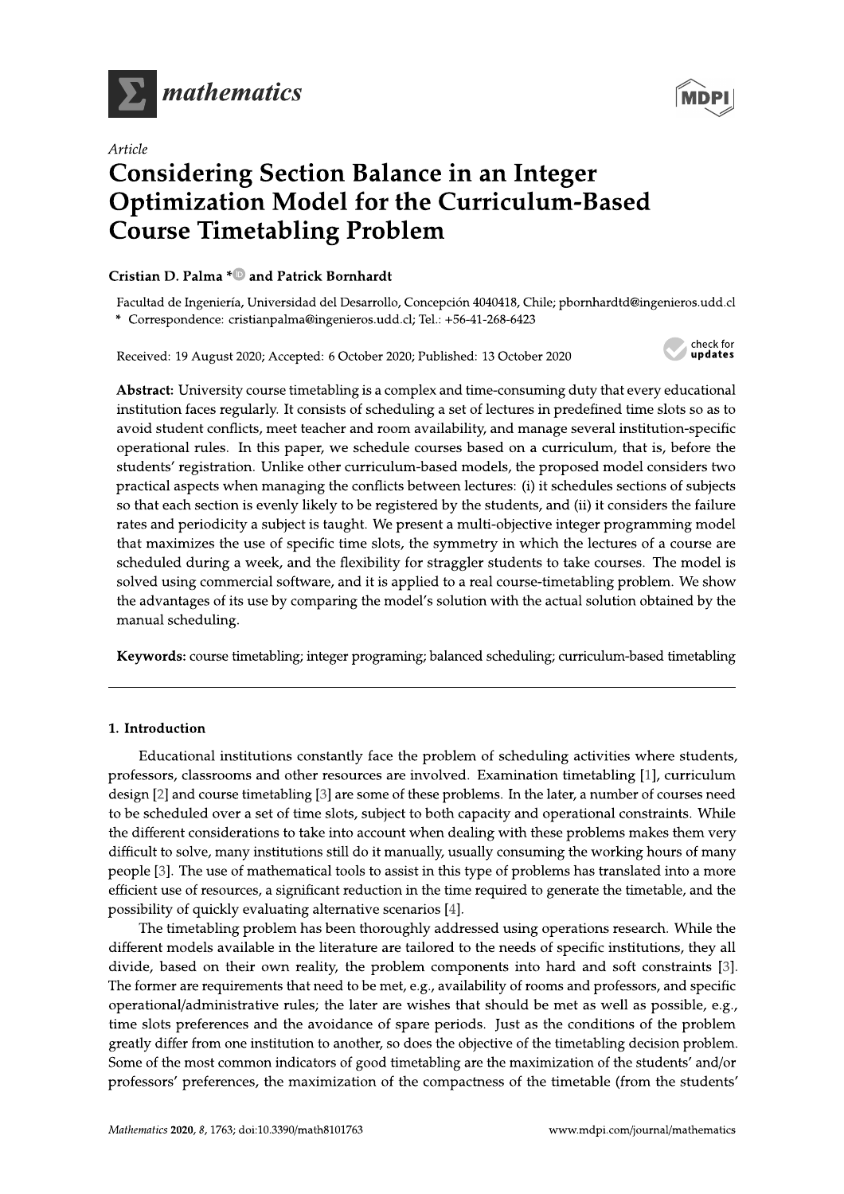*Article*

# Considering Section Balance in an Integer Optimization Model for the Curriculum-Based Course Timetabling Problem

**Cristian D. Palma * and Patrick Bornhardt**

Facultad de Ingeniería, Universidad del Desarrollo, Concepción 4040418, Chile; pbornhardtd@ingenieros.udd.cl

* Correspondence: cristianpalma@ingenieros.udd.cl; Tel.: +56-41-268-6423

Received: 19 August 2020; Accepted: 6 October 2020; Published: 13 October 2020

**Abstract:** University course timetabling is a complex and time-consuming duty that every educational institution faces regularly. It consists of scheduling a set of lectures in predefined time slots so as to avoid student conflicts, meet teacher and room availability, and manage several institution-specific operational rules. In this paper, we schedule courses based on a curriculum, that is, before the students' registration. Unlike other curriculum-based models, the proposed model considers two practical aspects when managing the conflicts between lectures: (i) it schedules sections of subjects so that each section is evenly likely to be registered by the students, and (ii) it considers the failure rates and periodicity a subject is taught. We present a multi-objective integer programming model that maximizes the use of specific time slots, the symmetry in which the lectures of a course are scheduled during a week, and the flexibility for straggler students to take courses. The model is solved using commercial software, and it is applied to a real course-timetabling problem. We show the advantages of its use by comparing the model's solution with the actual solution obtained by the manual scheduling.

**Keywords:** course timetabling; integer programing; balanced scheduling; curriculum-based timetabling

## 1. Introduction

Educational institutions constantly face the problem of scheduling activities where students, professors, classrooms and other resources are involved. Examination timetabling [1], curriculum design [2] and course timetabling [3] are some of these problems. In the later, a number of courses need to be scheduled over a set of time slots, subject to both capacity and operational constraints. While the different considerations to take into account when dealing with these problems makes them very difficult to solve, many institutions still do it manually, usually consuming the working hours of many people [3]. The use of mathematical tools to assist in this type of problems has translated into a more efficient use of resources, a significant reduction in the time required to generate the timetable, and the possibility of quickly evaluating alternative scenarios [4].

The timetabling problem has been thoroughly addressed using operations research. While the different models available in the literature are tailored to the needs of specific institutions, they all divide, based on their own reality, the problem components into hard and soft constraints [3]. The former are requirements that need to be met, e.g., availability of rooms and professors, and specific operational/administrative rules; the later are wishes that should be met as well as possible, e.g., time slots preferences and the avoidance of spare periods. Just as the conditions of the problem greatly differ from one institution to another, so does the objective of the timetabling decision problem. Some of the most common indicators of good timetabling are the maximization of the students' and/or professors' preferences, the maximization of the compactness of the timetable (from the students'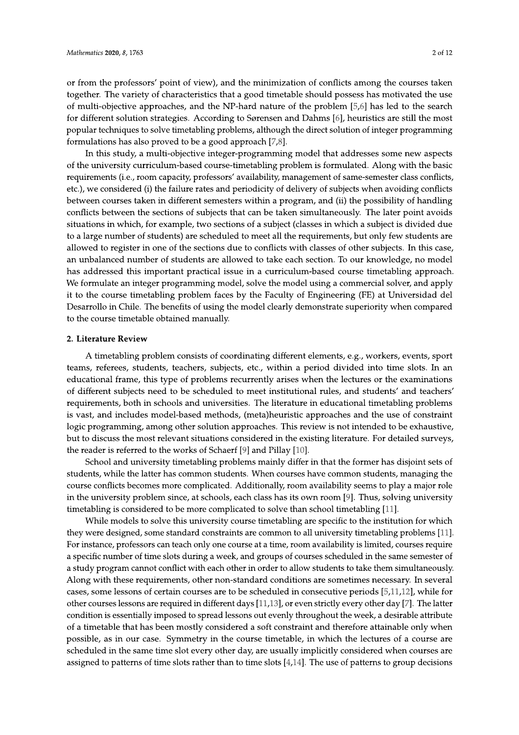or from the professors' point of view), and the minimization of conflicts among the courses taken together. The variety of characteristics that a good timetable should possess has motivated the use of multi-objective approaches, and the NP-hard nature of the problem [5,6] has led to the search for different solution strategies. According to Sørensen and Dahms [6], heuristics are still the most popular techniques to solve timetabling problems, although the direct solution of integer programming formulations has also proved to be a good approach [7,8].

In this study, a multi-objective integer-programming model that addresses some new aspects of the university curriculum-based course-timetabling problem is formulated. Along with the basic requirements (i.e., room capacity, professors' availability, management of same-semester class conflicts, etc.), we considered (i) the failure rates and periodicity of delivery of subjects when avoiding conflicts between courses taken in different semesters within a program, and (ii) the possibility of handling conflicts between the sections of subjects that can be taken simultaneously. The later point avoids situations in which, for example, two sections of a subject (classes in which a subject is divided due to a large number of students) are scheduled to meet all the requirements, but only few students are allowed to register in one of the sections due to conflicts with classes of other subjects. In this case, an unbalanced number of students are allowed to take each section. To our knowledge, no model has addressed this important practical issue in a curriculum-based course timetabling approach. We formulate an integer programming model, solve the model using a commercial solver, and apply it to the course timetabling problem faces by the Faculty of Engineering (FE) at Universidad del Desarrollo in Chile. The benefits of using the model clearly demonstrate superiority when compared to the course timetable obtained manually.

## 2. Literature Review

A timetabling problem consists of coordinating different elements, e.g., workers, events, sport teams, referees, students, teachers, subjects, etc., within a period divided into time slots. In an educational frame, this type of problems recurrently arises when the lectures or the examinations of different subjects need to be scheduled to meet institutional rules, and students' and teachers' requirements, both in schools and universities. The literature in educational timetabling problems is vast, and includes model-based methods, (meta)heuristic approaches and the use of constraint logic programming, among other solution approaches. This review is not intended to be exhaustive, but to discuss the most relevant situations considered in the existing literature. For detailed surveys, the reader is referred to the works of Schaerf [9] and Pillay [10].

School and university timetabling problems mainly differ in that the former has disjoint sets of students, while the latter has common students. When courses have common students, managing the course conflicts becomes more complicated. Additionally, room availability seems to play a major role in the university problem since, at schools, each class has its own room [9]. Thus, solving university timetabling is considered to be more complicated to solve than school timetabling [11].

While models to solve this university course timetabling are specific to the institution for which they were designed, some standard constraints are common to all university timetabling problems [11]. For instance, professors can teach only one course at a time, room availability is limited, courses require a specific number of time slots during a week, and groups of courses scheduled in the same semester of a study program cannot conflict with each other in order to allow students to take them simultaneously. Along with these requirements, other non-standard conditions are sometimes necessary. In several cases, some lessons of certain courses are to be scheduled in consecutive periods [5,11,12], while for other courses lessons are required in different days [11,13], or even strictly every other day [7]. The latter condition is essentially imposed to spread lessons out evenly throughout the week, a desirable attribute of a timetable that has been mostly considered a soft constraint and therefore attainable only when possible, as in our case. Symmetry in the course timetable, in which the lectures of a course are scheduled in the same time slot every other day, are usually implicitly considered when courses are assigned to patterns of time slots rather than to time slots [4,14]. The use of patterns to group decisions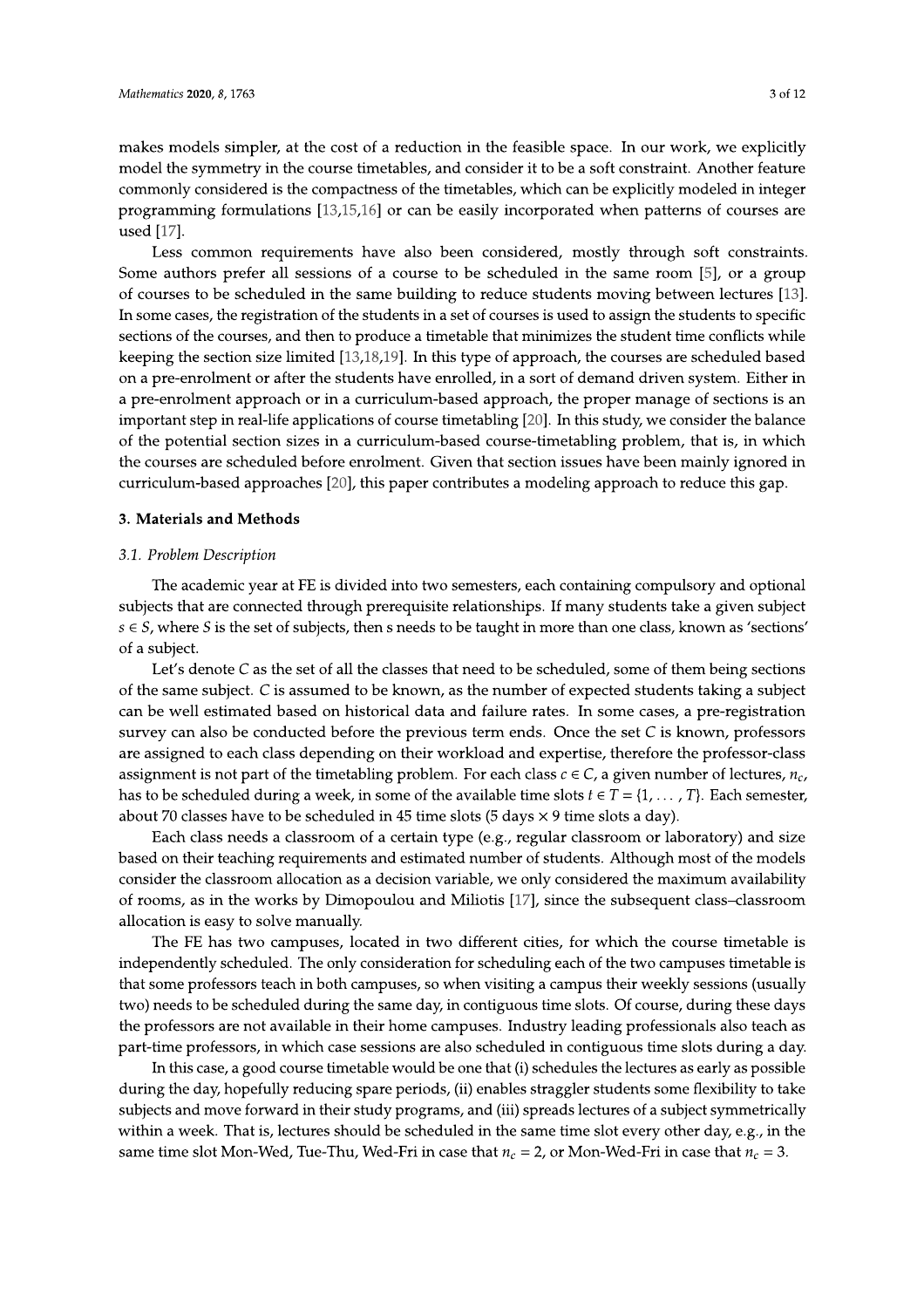makes models simpler, at the cost of a reduction in the feasible space. In our work, we explicitly model the symmetry in the course timetables, and consider it to be a soft constraint. Another feature commonly considered is the compactness of the timetables, which can be explicitly modeled in integer programming formulations [13,15,16] or can be easily incorporated when patterns of courses are used [17].

Less common requirements have also been considered, mostly through soft constraints. Some authors prefer all sessions of a course to be scheduled in the same room [5], or a group of courses to be scheduled in the same building to reduce students moving between lectures [13]. In some cases, the registration of the students in a set of courses is used to assign the students to specific sections of the courses, and then to produce a timetable that minimizes the student time conflicts while keeping the section size limited [13,18,19]. In this type of approach, the courses are scheduled based on a pre-enrolment or after the students have enrolled, in a sort of demand driven system. Either in a pre-enrolment approach or in a curriculum-based approach, the proper manage of sections is an important step in real-life applications of course timetabling [20]. In this study, we consider the balance of the potential section sizes in a curriculum-based course-timetabling problem, that is, in which the courses are scheduled before enrolment. Given that section issues have been mainly ignored in curriculum-based approaches [20], this paper contributes a modeling approach to reduce this gap.

## 3. Materials and Methods

### 3.1. Problem Description

The academic year at FE is divided into two semesters, each containing compulsory and optional subjects that are connected through prerequisite relationships. If many students take a given subject $s \in S$, where $S$ is the set of subjects, then s needs to be taught in more than one class, known as 'sections' of a subject.

Let's denote $C$ as the set of all the classes that need to be scheduled, some of them being sections of the same subject. $C$ is assumed to be known, as the number of expected students taking a subject can be well estimated based on historical data and failure rates. In some cases, a pre-registration survey can also be conducted before the previous term ends. Once the set $C$ is known, professors are assigned to each class depending on their workload and expertise, therefore the professor-class assignment is not part of the timetabling problem. For each class $c \in C$, a given number of lectures, $n_c$, has to be scheduled during a week, in some of the available time slots $t \in T = \{1, \ldots, T\}$. Each semester, about 70 classes have to be scheduled in 45 time slots (5 days $\times$ 9 time slots a day).

Each class needs a classroom of a certain type (e.g., regular classroom or laboratory) and size based on their teaching requirements and estimated number of students. Although most of the models consider the classroom allocation as a decision variable, we only considered the maximum availability of rooms, as in the works by Dimopoulou and Miliotis [17], since the subsequent class–classroom allocation is easy to solve manually.

The FE has two campuses, located in two different cities, for which the course timetable is independently scheduled. The only consideration for scheduling each of the two campuses timetable is that some professors teach in both campuses, so when visiting a campus their weekly sessions (usually two) needs to be scheduled during the same day, in contiguous time slots. Of course, during these days the professors are not available in their home campuses. Industry leading professionals also teach as part-time professors, in which case sessions are also scheduled in contiguous time slots during a day.

In this case, a good course timetable would be one that (i) schedules the lectures as early as possible during the day, hopefully reducing spare periods, (ii) enables straggler students some flexibility to take subjects and move forward in their study programs, and (iii) spreads lectures of a subject symmetrically within a week. That is, lectures should be scheduled in the same time slot every other day, e.g., in the same time slot Mon-Wed, Tue-Thu, Wed-Fri in case that $n_c = 2$, or Mon-Wed-Fri in case that $n_c = 3$.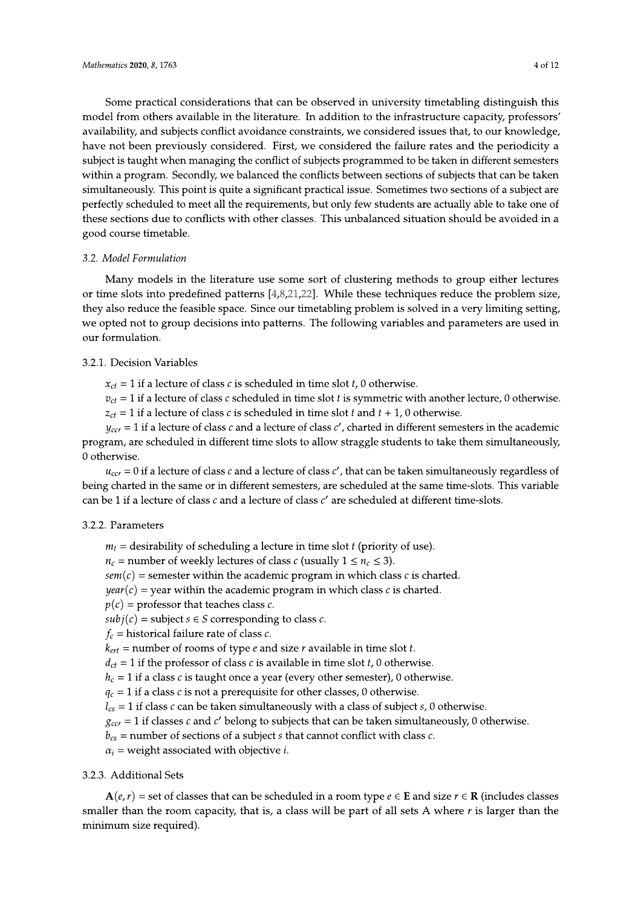Some practical considerations that can be observed in university timetabling distinguish this model from others available in the literature. In addition to the infrastructure capacity, professors' availability, and subjects conflict avoidance constraints, we considered issues that, to our knowledge, have not been previously considered. First, we considered the failure rates and the periodicity a subject is taught when managing the conflict of subjects programmed to be taken in different semesters within a program. Secondly, we balanced the conflicts between sections of subjects that can be taken simultaneously. This point is quite a significant practical issue. Sometimes two sections of a subject are perfectly scheduled to meet all the requirements, but only few students are actually able to take one of these sections due to conflicts with other classes. This unbalanced situation should be avoided in a good course timetable.

### 3.2. Model Formulation

Many models in the literature use some sort of clustering methods to group either lectures or time slots into predefined patterns [4,8,21,22]. While these techniques reduce the problem size, they also reduce the feasible space. Since our timetabling problem is solved in a very limiting setting, we opted not to group decisions into patterns. The following variables and parameters are used in our formulation.

#### 3.2.1. Decision Variables

$x_{ct}$ = 1 if a lecture of class $c$ is scheduled in time slot $t$, 0 otherwise.

$v_{ct}$ = 1 if a lecture of class $c$ scheduled in time slot $t$ is symmetric with another lecture, 0 otherwise.

$z_{ct}$ = 1 if a lecture of class $c$ is scheduled in time slot $t$ and $t + 1$, 0 otherwise.

$y_{cc'}$ = 1 if a lecture of class $c$ and a lecture of class $c'$, charted in different semesters in the academic program, are scheduled in different time slots to allow straggle students to take them simultaneously, 0 otherwise.

$u_{cc'}$ = 0 if a lecture of class $c$ and a lecture of class $c'$, that can be taken simultaneously regardless of being charted in the same or in different semesters, are scheduled at the same time-slots. This variable can be 1 if a lecture of class $c$ and a lecture of class $c'$ are scheduled at different time-slots.

#### 3.2.2. Parameters

$m_t$ = desirability of scheduling a lecture in time slot $t$ (priority of use).

$n_c$ = number of weekly lectures of class $c$ (usually $1 \leq n_c \leq 3$).

$sem(c)$ = semester within the academic program in which class $c$ is charted.

$year(c)$ = year within the academic program in which class $c$ is charted.

$p(c)$ = professor that teaches class $c$.

$subj(c)$ = subject $s \in S$ corresponding to class $c$.

$f_c$ = historical failure rate of class $c$.

$k_{ert}$ = number of rooms of type $e$ and size $r$ available in time slot $t$.

$d_{ct}$ = 1 if the professor of class $c$ is available in time slot $t$, 0 otherwise.

$h_c$ = 1 if a class $c$ is taught once a year (every other semester), 0 otherwise.

$q_c$ = 1 if a class $c$ is not a prerequisite for other classes, 0 otherwise.

$l_{cs}$ = 1 if class $c$ can be taken simultaneously with a class of subject $s$, 0 otherwise.

$g_{cc'}$ = 1 if classes $c$ and $c'$ belong to subjects that can be taken simultaneously, 0 otherwise.

$b_{cs}$ = number of sections of a subject $s$ that cannot conflict with class $c$.

$\alpha_i$ = weight associated with objective $i$.

#### 3.2.3. Additional Sets

$\mathbf{A}(e, r)$ = set of classes that can be scheduled in a room type $e \in \mathbf{E}$ and size $r \in \mathbf{R}$ (includes classes smaller than the room capacity, that is, a class will be part of all sets A where $r$ is larger than the minimum size required).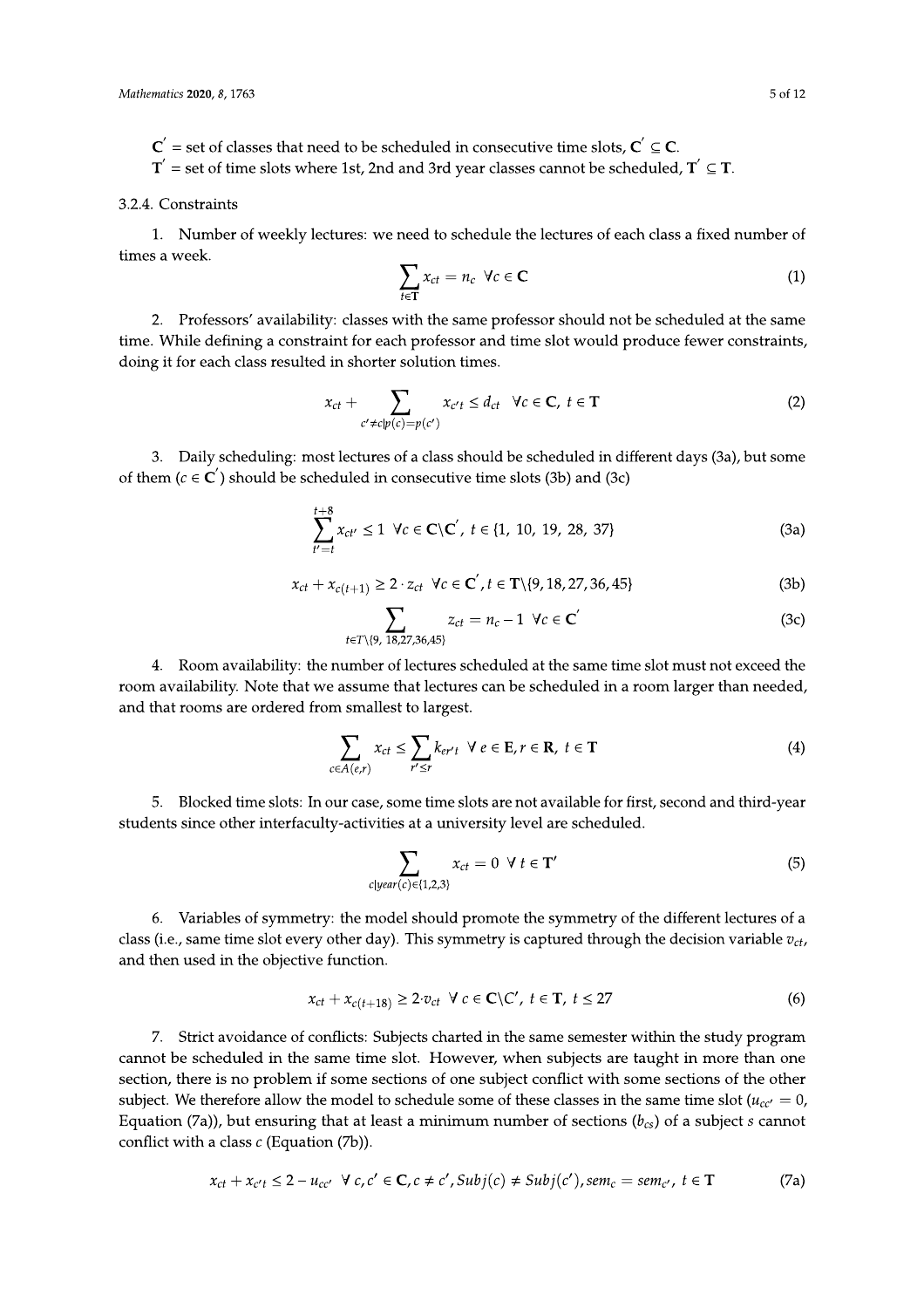$\mathbf{C}'$ = set of classes that need to be scheduled in consecutive time slots, $\mathbf{C}' \subseteq \mathbf{C}$.
$\mathbf{T}'$ = set of time slots where 1st, 2nd and 3rd year classes cannot be scheduled, $\mathbf{T}' \subseteq \mathbf{T}$.

#### 3.2.4. Constraints

1. Number of weekly lectures: we need to schedule the lectures of each class a fixed number of times a week.

$$\sum_{t \in \mathbf{T}} x_{ct} = n_c \ \ \forall c \in \mathbf{C} \tag{1}$$

2. Professors' availability: classes with the same professor should not be scheduled at the same time. While defining a constraint for each professor and time slot would produce fewer constraints, doing it for each class resulted in shorter solution times.

$$x_{ct} + \sum_{c' \neq c | p(c) = p(c')} x_{c't} \leq d_{ct} \ \ \forall c \in \mathbf{C},\ t \in \mathbf{T} \tag{2}$$

3. Daily scheduling: most lectures of a class should be scheduled in different days (3a), but some of them ($c \in \mathbf{C}'$) should be scheduled in consecutive time slots (3b) and (3c)

$$\sum_{t'=t}^{t+8} x_{ct'} \leq 1 \ \ \forall c \in \mathbf{C} \backslash \mathbf{C}',\ t \in \{1,\ 10,\ 19,\ 28,\ 37\} \tag{3a}$$

$$x_{ct} + x_{c(t+1)} \geq 2 \cdot z_{ct} \ \ \forall c \in \mathbf{C}',\ t \in \mathbf{T} \backslash \{9, 18, 27, 36, 45\} \tag{3b}$$

$$\sum_{t \in T \backslash \{9,\ 18, 27, 36, 45\}} z_{ct} = n_c - 1 \ \ \forall c \in \mathbf{C}' \tag{3c}$$

4. Room availability: the number of lectures scheduled at the same time slot must not exceed the room availability. Note that we assume that lectures can be scheduled in a room larger than needed, and that rooms are ordered from smallest to largest.

$$\sum_{c \in A(e,r)} x_{ct} \leq \sum_{r' \leq r} k_{er't} \ \ \forall\ e \in \mathbf{E}, r \in \mathbf{R},\ t \in \mathbf{T} \tag{4}$$

5. Blocked time slots: In our case, some time slots are not available for first, second and third-year students since other interfaculty-activities at a university level are scheduled.

$$\sum_{c | year(c) \in \{1,2,3\}} x_{ct} = 0 \ \ \forall\ t \in \mathbf{T}' \tag{5}$$

6. Variables of symmetry: the model should promote the symmetry of the different lectures of a class (i.e., same time slot every other day). This symmetry is captured through the decision variable $v_{ct}$, and then used in the objective function.

$$x_{ct} + x_{c(t+18)} \geq 2 \cdot v_{ct} \ \ \forall\ c \in \mathbf{C} \backslash C',\ t \in \mathbf{T},\ t \leq 27 \tag{6}$$

7. Strict avoidance of conflicts: Subjects charted in the same semester within the study program cannot be scheduled in the same time slot. However, when subjects are taught in more than one section, there is no problem if some sections of one subject conflict with some sections of the other subject. We therefore allow the model to schedule some of these classes in the same time slot ($u_{cc'} = 0$, Equation (7a)), but ensuring that at least a minimum number of sections ($b_{cs}$) of a subject $s$ cannot conflict with a class $c$ (Equation (7b)).

$$x_{ct} + x_{c't} \leq 2 - u_{cc'} \ \ \forall\ c, c' \in \mathbf{C}, c \neq c', Subj(c) \neq Subj(c'), sem_c = sem_{c'},\ t \in \mathbf{T} \tag{7a}$$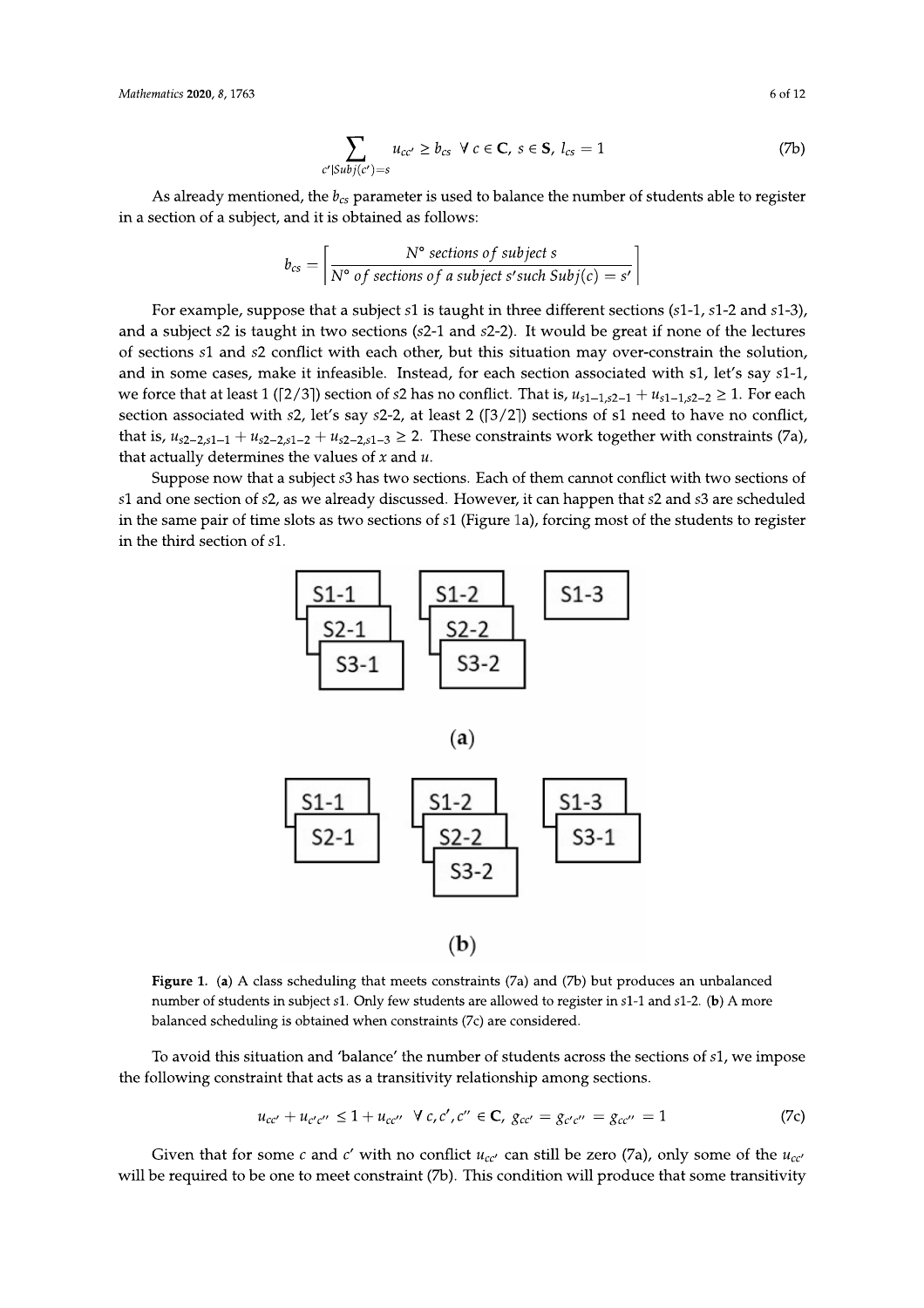$$\sum_{c'|Subj(c')=s} u_{cc'} \geq b_{cs} \;\; \forall\, c \in \mathbf{C},\, s \in \mathbf{S},\, l_{cs} = 1 \tag{7b}$$

As already mentioned, the $b_{cs}$ parameter is used to balance the number of students able to register in a section of a subject, and it is obtained as follows:

$$b_{cs} = \left\lceil \frac{N^{\circ}\ sections\ of\ subject\ s}{N^{\circ}\ of\ sections\ of\ a\ subject\ s'such\ Subj(c) = s'} \right\rceil$$

For example, suppose that a subject $s1$ is taught in three different sections ($s1$-1, $s1$-2 and $s1$-3), and a subject $s2$ is taught in two sections ($s2$-1 and $s2$-2). It would be great if none of the lectures of sections $s1$ and $s2$ conflict with each other, but this situation may over-constrain the solution, and in some cases, make it infeasible. Instead, for each section associated with s1, let's say $s1$-1, we force that at least 1 ($\lceil 2/3 \rceil$) section of $s2$ has no conflict. That is, $u_{s1-1,s2-1} + u_{s1-1,s2-2} \geq 1$. For each section associated with $s2$, let's say $s2$-2, at least 2 ($\lceil 3/2 \rceil$) sections of s1 need to have no conflict, that is, $u_{s2-2,s1-1} + u_{s2-2,s1-2} + u_{s2-2,s1-3} \geq 2$. These constraints work together with constraints (7a), that actually determines the values of $x$ and $u$.

Suppose now that a subject $s3$ has two sections. Each of them cannot conflict with two sections of $s1$ and one section of $s2$, as we already discussed. However, it can happen that $s2$ and $s3$ are scheduled in the same pair of time slots as two sections of $s1$ (Figure 1a), forcing most of the students to register in the third section of $s1$.

**Figure 1.** (**a**) A class scheduling that meets constraints (7a) and (7b) but produces an unbalanced number of students in subject $s1$. Only few students are allowed to register in $s1$-1 and $s1$-2. (**b**) A more balanced scheduling is obtained when constraints (7c) are considered.

To avoid this situation and 'balance' the number of students across the sections of $s1$, we impose the following constraint that acts as a transitivity relationship among sections.

$$u_{cc'} + u_{c'c''} \leq 1 + u_{cc''} \;\; \forall\, c, c', c'' \in \mathbf{C},\, g_{cc'} = g_{c'c''} = g_{cc''} = 1 \tag{7c}$$

Given that for some $c$ and $c'$ with no conflict $u_{cc'}$ can still be zero (7a), only some of the $u_{cc'}$ will be required to be one to meet constraint (7b). This condition will produce that some transitivity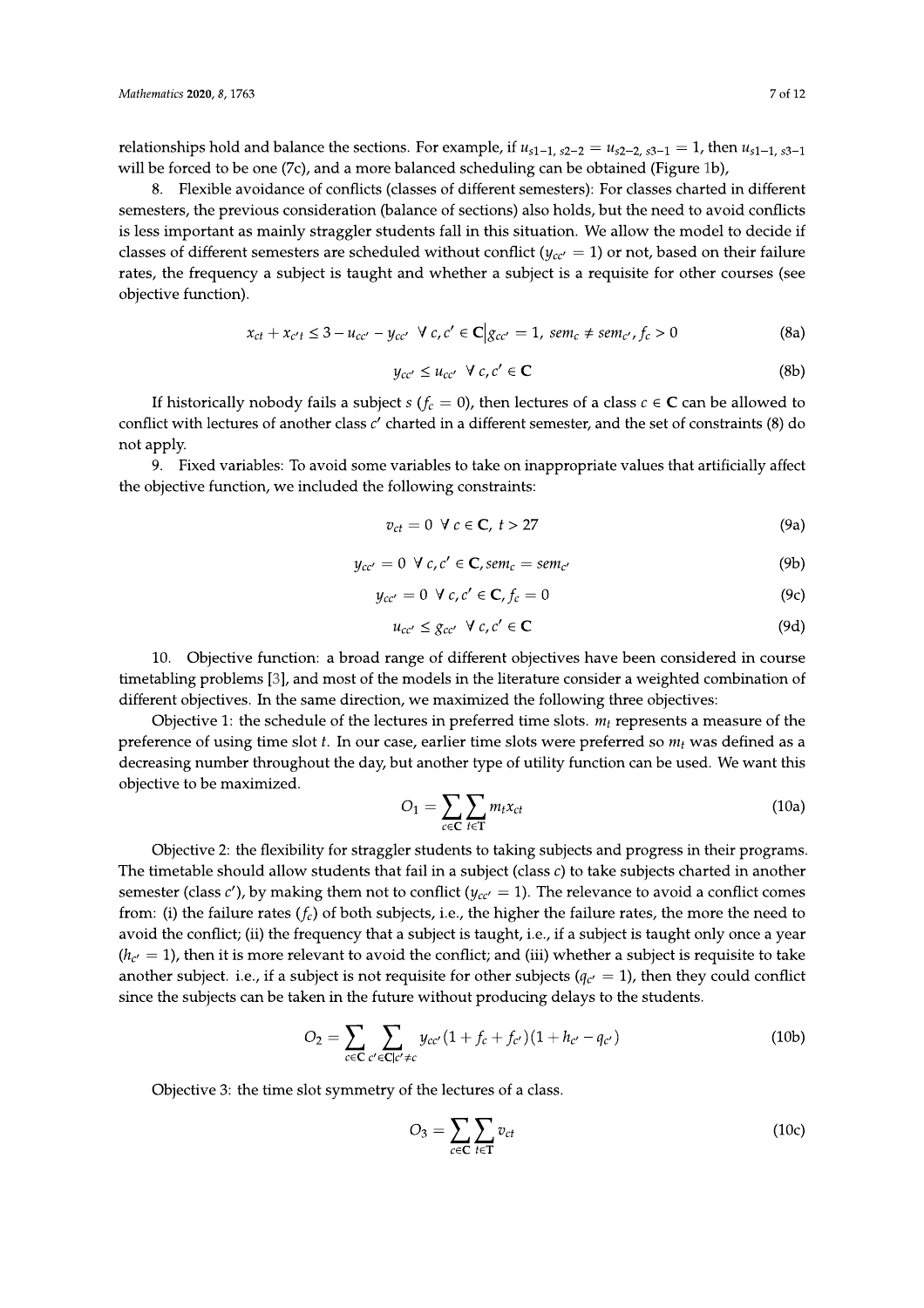relationships hold and balance the sections. For example, if $u_{s1-1,\, s2-2} = u_{s2-2,\, s3-1} = 1$, then $u_{s1-1,\, s3-1}$ will be forced to be one (7c), and a more balanced scheduling can be obtained (Figure 1b),

8. Flexible avoidance of conflicts (classes of different semesters): For classes charted in different semesters, the previous consideration (balance of sections) also holds, but the need to avoid conflicts is less important as mainly straggler students fall in this situation. We allow the model to decide if classes of different semesters are scheduled without conflict ($y_{cc'} = 1$) or not, based on their failure rates, the frequency a subject is taught and whether a subject is a requisite for other courses (see objective function).

$$x_{ct} + x_{c't} \leq 3 - u_{cc'} - y_{cc'} \;\; \forall\, c, c' \in \mathbf{C} \big| g_{cc'} = 1,\; sem_c \neq sem_{c'}, f_c > 0 \tag{8a}$$

$$y_{cc'} \leq u_{cc'} \;\; \forall\, c, c' \in \mathbf{C} \tag{8b}$$

If historically nobody fails a subject $s$ ($f_c = 0$), then lectures of a class $c \in \mathbf{C}$ can be allowed to conflict with lectures of another class $c'$ charted in a different semester, and the set of constraints (8) do not apply.

9. Fixed variables: To avoid some variables to take on inappropriate values that artificially affect the objective function, we included the following constraints:

$$v_{ct} = 0 \;\; \forall\, c \in \mathbf{C},\; t > 27 \tag{9a}$$

$$y_{cc'} = 0 \;\; \forall\, c, c' \in \mathbf{C}, sem_c = sem_{c'} \tag{9b}$$

$$y_{cc'} = 0 \;\; \forall\, c, c' \in \mathbf{C}, f_c = 0 \tag{9c}$$

$$u_{cc'} \leq g_{cc'} \;\; \forall\, c, c' \in \mathbf{C} \tag{9d}$$

10. Objective function: a broad range of different objectives have been considered in course timetabling problems [3], and most of the models in the literature consider a weighted combination of different objectives. In the same direction, we maximized the following three objectives:

Objective 1: the schedule of the lectures in preferred time slots. $m_t$ represents a measure of the preference of using time slot $t$. In our case, earlier time slots were preferred so $m_t$ was defined as a decreasing number throughout the day, but another type of utility function can be used. We want this objective to be maximized.

$$O_1 = \sum_{c \in \mathbf{C}} \sum_{t \in \mathbf{T}} m_t x_{ct} \tag{10a}$$

Objective 2: the flexibility for straggler students to taking subjects and progress in their programs. The timetable should allow students that fail in a subject (class $c$) to take subjects charted in another semester (class $c'$), by making them not to conflict ($y_{cc'} = 1$). The relevance to avoid a conflict comes from: (i) the failure rates ($f_c$) of both subjects, i.e., the higher the failure rates, the more the need to avoid the conflict; (ii) the frequency that a subject is taught, i.e., if a subject is taught only once a year ($h_{c'} = 1$), then it is more relevant to avoid the conflict; and (iii) whether a subject is requisite to take another subject. i.e., if a subject is not requisite for other subjects ($q_{c'} = 1$), then they could conflict since the subjects can be taken in the future without producing delays to the students.

$$O_2 = \sum_{c \in \mathbf{C}} \sum_{c' \in \mathbf{C} | c' \neq c} y_{cc'} (1 + f_c + f_{c'})(1 + h_{c'} - q_{c'}) \tag{10b}$$

Objective 3: the time slot symmetry of the lectures of a class.

$$O_3 = \sum_{c \in \mathbf{C}} \sum_{t \in \mathbf{T}} v_{ct} \tag{10c}$$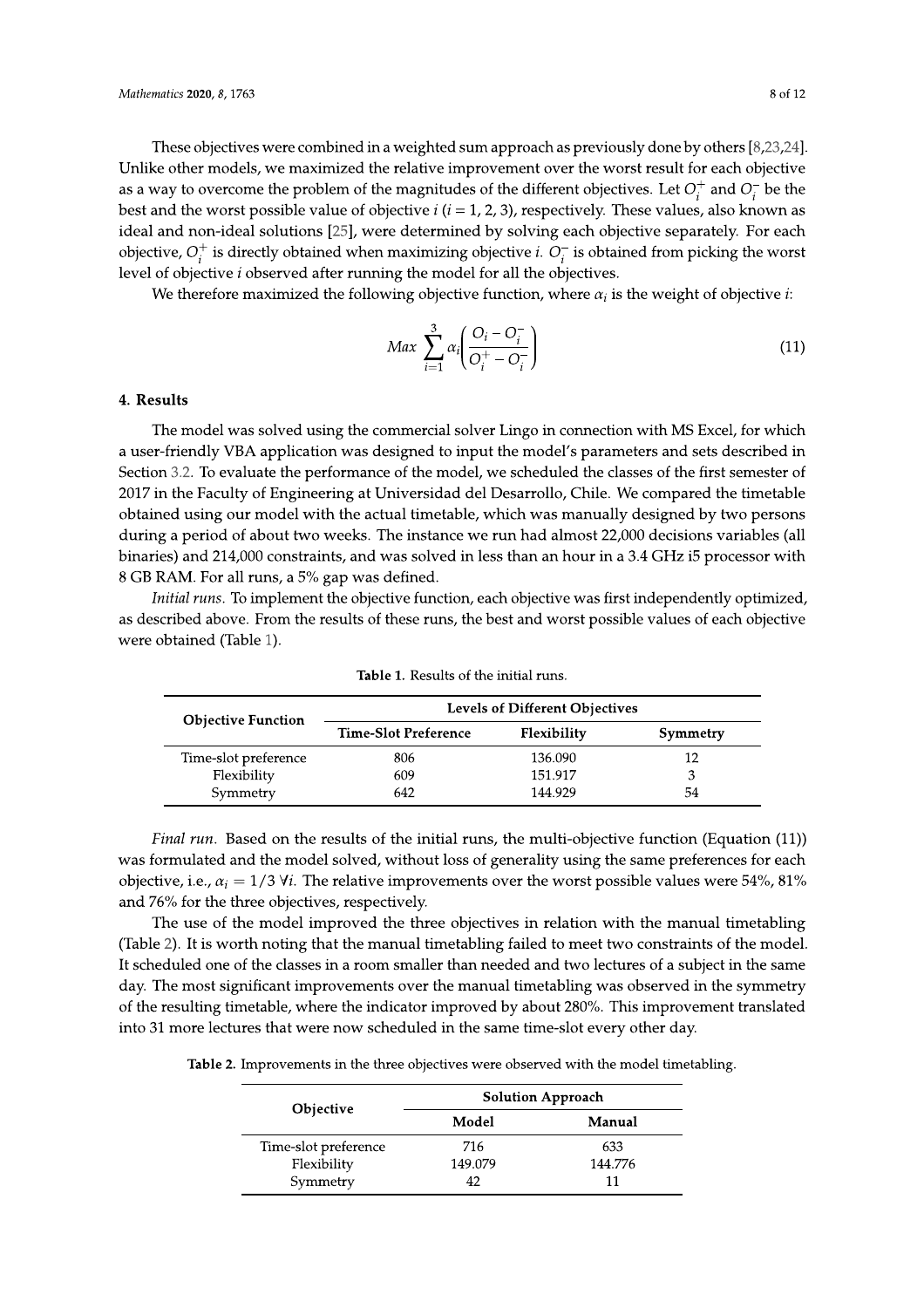These objectives were combined in a weighted sum approach as previously done by others [8,23,24]. Unlike other models, we maximized the relative improvement over the worst result for each objective as a way to overcome the problem of the magnitudes of the different objectives. Let $O_i^+$ and $O_i^-$ be the best and the worst possible value of objective $i$ ($i$ = 1, 2, 3), respectively. These values, also known as ideal and non-ideal solutions [25], were determined by solving each objective separately. For each objective, $O_i^+$ is directly obtained when maximizing objective $i$. $O_i^-$ is obtained from picking the worst level of objective $i$ observed after running the model for all the objectives.

We therefore maximized the following objective function, where $\alpha_i$ is the weight of objective $i$:

$$Max \sum_{i=1}^{3} \alpha_i \left( \frac{O_i - O_i^-}{O_i^+ - O_i^-} \right) \tag{11}$$

## 4. Results

The model was solved using the commercial solver Lingo in connection with MS Excel, for which a user-friendly VBA application was designed to input the model's parameters and sets described in Section 3.2. To evaluate the performance of the model, we scheduled the classes of the first semester of 2017 in the Faculty of Engineering at Universidad del Desarrollo, Chile. We compared the timetable obtained using our model with the actual timetable, which was manually designed by two persons during a period of about two weeks. The instance we run had almost 22,000 decisions variables (all binaries) and 214,000 constraints, and was solved in less than an hour in a 3.4 GHz i5 processor with 8 GB RAM. For all runs, a 5% gap was defined.

*Initial runs*. To implement the objective function, each objective was first independently optimized, as described above. From the results of these runs, the best and worst possible values of each objective were obtained (Table 1).

**Table 1.** Results of the initial runs.

| Objective Function | Levels of Different Objectives | | |
|---|---|---|---|
| | Time-Slot Preference | Flexibility | Symmetry |
| Time-slot preference | 806 | 136.090 | 12 |
| Flexibility | 609 | 151.917 | 3 |
| Symmetry | 642 | 144.929 | 54 |

*Final run*. Based on the results of the initial runs, the multi-objective function (Equation (11)) was formulated and the model solved, without loss of generality using the same preferences for each objective, i.e., $\alpha_i = 1/3 \; \forall i$. The relative improvements over the worst possible values were 54%, 81% and 76% for the three objectives, respectively.

The use of the model improved the three objectives in relation with the manual timetabling (Table 2). It is worth noting that the manual timetabling failed to meet two constraints of the model. It scheduled one of the classes in a room smaller than needed and two lectures of a subject in the same day. The most significant improvements over the manual timetabling was observed in the symmetry of the resulting timetable, where the indicator improved by about 280%. This improvement translated into 31 more lectures that were now scheduled in the same time-slot every other day.

**Table 2.** Improvements in the three objectives were observed with the model timetabling.

| Objective | Solution Approach | |
|---|---|---|
| | Model | Manual |
| Time-slot preference | 716 | 633 |
| Flexibility | 149.079 | 144.776 |
| Symmetry | 42 | 11 |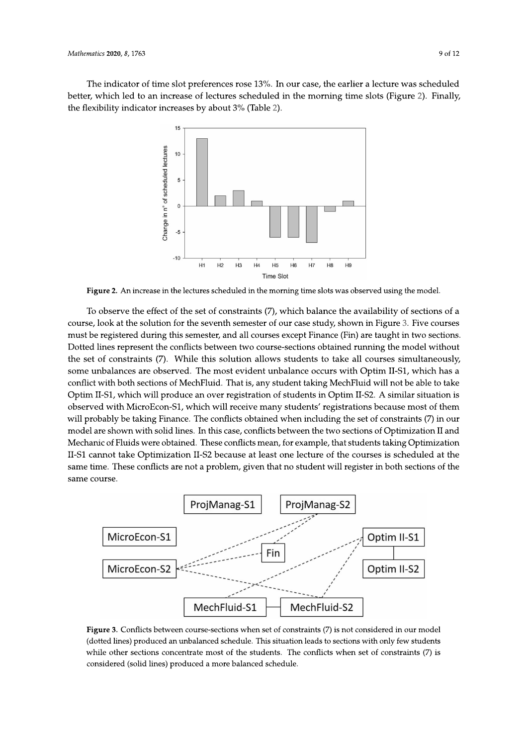The indicator of time slot preferences rose 13%. In our case, the earlier a lecture was scheduled better, which led to an increase of lectures scheduled in the morning time slots (Figure 2). Finally, the flexibility indicator increases by about 3% (Table 2).

**Figure 2.** An increase in the lectures scheduled in the morning time slots was observed using the model.

To observe the effect of the set of constraints (7), which balance the availability of sections of a course, look at the solution for the seventh semester of our case study, shown in Figure 3. Five courses must be registered during this semester, and all courses except Finance (Fin) are taught in two sections. Dotted lines represent the conflicts between two course-sections obtained running the model without the set of constraints (7). While this solution allows students to take all courses simultaneously, some unbalances are observed. The most evident unbalance occurs with Optim II-S1, which has a conflict with both sections of MechFluid. That is, any student taking MechFluid will not be able to take Optim II-S1, which will produce an over registration of students in Optim II-S2. A similar situation is observed with MicroEcon-S1, which will receive many students' registrations because most of them will probably be taking Finance. The conflicts obtained when including the set of constraints (7) in our model are shown with solid lines. In this case, conflicts between the two sections of Optimization II and Mechanic of Fluids were obtained. These conflicts mean, for example, that students taking Optimization II-S1 cannot take Optimization II-S2 because at least one lecture of the courses is scheduled at the same time. These conflicts are not a problem, given that no student will register in both sections of the same course.

**Figure 3.** Conflicts between course-sections when set of constraints (7) is not considered in our model (dotted lines) produced an unbalanced schedule. This situation leads to sections with only few students while other sections concentrate most of the students. The conflicts when set of constraints (7) is considered (solid lines) produced a more balanced schedule.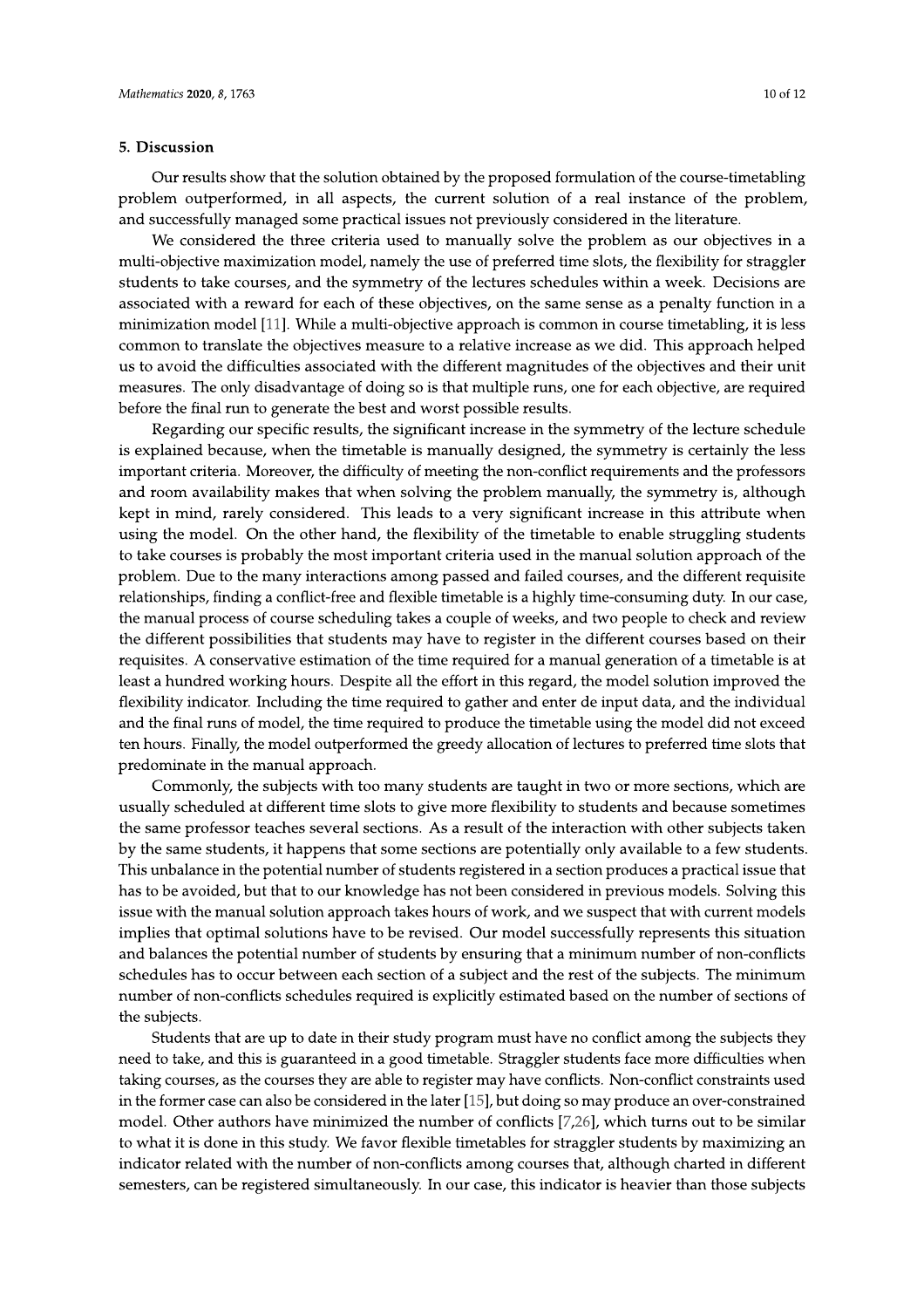## 5. Discussion

Our results show that the solution obtained by the proposed formulation of the course-timetabling problem outperformed, in all aspects, the current solution of a real instance of the problem, and successfully managed some practical issues not previously considered in the literature.

We considered the three criteria used to manually solve the problem as our objectives in a multi-objective maximization model, namely the use of preferred time slots, the flexibility for straggler students to take courses, and the symmetry of the lectures schedules within a week. Decisions are associated with a reward for each of these objectives, on the same sense as a penalty function in a minimization model [11]. While a multi-objective approach is common in course timetabling, it is less common to translate the objectives measure to a relative increase as we did. This approach helped us to avoid the difficulties associated with the different magnitudes of the objectives and their unit measures. The only disadvantage of doing so is that multiple runs, one for each objective, are required before the final run to generate the best and worst possible results.

Regarding our specific results, the significant increase in the symmetry of the lecture schedule is explained because, when the timetable is manually designed, the symmetry is certainly the less important criteria. Moreover, the difficulty of meeting the non-conflict requirements and the professors and room availability makes that when solving the problem manually, the symmetry is, although kept in mind, rarely considered. This leads to a very significant increase in this attribute when using the model. On the other hand, the flexibility of the timetable to enable struggling students to take courses is probably the most important criteria used in the manual solution approach of the problem. Due to the many interactions among passed and failed courses, and the different requisite relationships, finding a conflict-free and flexible timetable is a highly time-consuming duty. In our case, the manual process of course scheduling takes a couple of weeks, and two people to check and review the different possibilities that students may have to register in the different courses based on their requisites. A conservative estimation of the time required for a manual generation of a timetable is at least a hundred working hours. Despite all the effort in this regard, the model solution improved the flexibility indicator. Including the time required to gather and enter de input data, and the individual and the final runs of model, the time required to produce the timetable using the model did not exceed ten hours. Finally, the model outperformed the greedy allocation of lectures to preferred time slots that predominate in the manual approach.

Commonly, the subjects with too many students are taught in two or more sections, which are usually scheduled at different time slots to give more flexibility to students and because sometimes the same professor teaches several sections. As a result of the interaction with other subjects taken by the same students, it happens that some sections are potentially only available to a few students. This unbalance in the potential number of students registered in a section produces a practical issue that has to be avoided, but that to our knowledge has not been considered in previous models. Solving this issue with the manual solution approach takes hours of work, and we suspect that with current models implies that optimal solutions have to be revised. Our model successfully represents this situation and balances the potential number of students by ensuring that a minimum number of non-conflicts schedules has to occur between each section of a subject and the rest of the subjects. The minimum number of non-conflicts schedules required is explicitly estimated based on the number of sections of the subjects.

Students that are up to date in their study program must have no conflict among the subjects they need to take, and this is guaranteed in a good timetable. Straggler students face more difficulties when taking courses, as the courses they are able to register may have conflicts. Non-conflict constraints used in the former case can also be considered in the later [15], but doing so may produce an over-constrained model. Other authors have minimized the number of conflicts [7,26], which turns out to be similar to what it is done in this study. We favor flexible timetables for straggler students by maximizing an indicator related with the number of non-conflicts among courses that, although charted in different semesters, can be registered simultaneously. In our case, this indicator is heavier than those subjects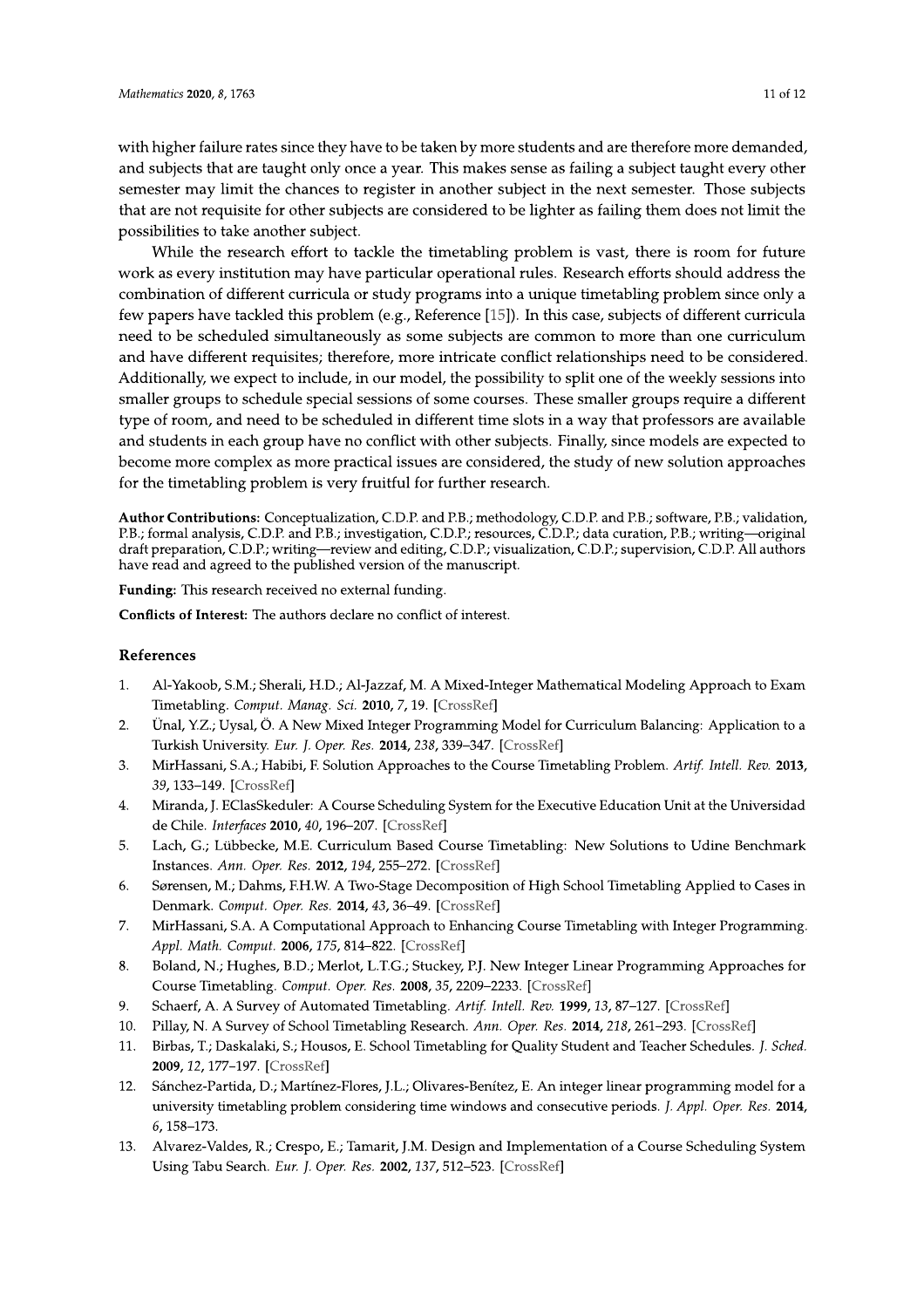with higher failure rates since they have to be taken by more students and are therefore more demanded, and subjects that are taught only once a year. This makes sense as failing a subject taught every other semester may limit the chances to register in another subject in the next semester. Those subjects that are not requisite for other subjects are considered to be lighter as failing them does not limit the possibilities to take another subject.

While the research effort to tackle the timetabling problem is vast, there is room for future work as every institution may have particular operational rules. Research efforts should address the combination of different curricula or study programs into a unique timetabling problem since only a few papers have tackled this problem (e.g., Reference [15]). In this case, subjects of different curricula need to be scheduled simultaneously as some subjects are common to more than one curriculum and have different requisites; therefore, more intricate conflict relationships need to be considered. Additionally, we expect to include, in our model, the possibility to split one of the weekly sessions into smaller groups to schedule special sessions of some courses. These smaller groups require a different type of room, and need to be scheduled in different time slots in a way that professors are available and students in each group have no conflict with other subjects. Finally, since models are expected to become more complex as more practical issues are considered, the study of new solution approaches for the timetabling problem is very fruitful for further research.

**Author Contributions:** Conceptualization, C.D.P. and P.B.; methodology, C.D.P. and P.B.; software, P.B.; validation, P.B.; formal analysis, C.D.P. and P.B.; investigation, C.D.P.; resources, C.D.P.; data curation, P.B.; writing—original draft preparation, C.D.P.; writing—review and editing, C.D.P.; visualization, C.D.P.; supervision, C.D.P. All authors have read and agreed to the published version of the manuscript.

**Funding:** This research received no external funding.

**Conflicts of Interest:** The authors declare no conflict of interest.

## References

1. Al-Yakoob, S.M.; Sherali, H.D.; Al-Jazzaf, M. A Mixed-Integer Mathematical Modeling Approach to Exam Timetabling. *Comput. Manag. Sci.* **2010**, *7*, 19. [CrossRef]
2. Ünal, Y.Z.; Uysal, Ö. A New Mixed Integer Programming Model for Curriculum Balancing: Application to a Turkish University. *Eur. J. Oper. Res.* **2014**, *238*, 339–347. [CrossRef]
3. MirHassani, S.A.; Habibi, F. Solution Approaches to the Course Timetabling Problem. *Artif. Intell. Rev.* **2013**, *39*, 133–149. [CrossRef]
4. Miranda, J. EClasSkeduler: A Course Scheduling System for the Executive Education Unit at the Universidad de Chile. *Interfaces* **2010**, *40*, 196–207. [CrossRef]
5. Lach, G.; Lübbecke, M.E. Curriculum Based Course Timetabling: New Solutions to Udine Benchmark Instances. *Ann. Oper. Res.* **2012**, *194*, 255–272. [CrossRef]
6. Sørensen, M.; Dahms, F.H.W. A Two-Stage Decomposition of High School Timetabling Applied to Cases in Denmark. *Comput. Oper. Res.* **2014**, *43*, 36–49. [CrossRef]
7. MirHassani, S.A. A Computational Approach to Enhancing Course Timetabling with Integer Programming. *Appl. Math. Comput.* **2006**, *175*, 814–822. [CrossRef]
8. Boland, N.; Hughes, B.D.; Merlot, L.T.G.; Stuckey, P.J. New Integer Linear Programming Approaches for Course Timetabling. *Comput. Oper. Res.* **2008**, *35*, 2209–2233. [CrossRef]
9. Schaerf, A. A Survey of Automated Timetabling. *Artif. Intell. Rev.* **1999**, *13*, 87–127. [CrossRef]
10. Pillay, N. A Survey of School Timetabling Research. *Ann. Oper. Res.* **2014**, *218*, 261–293. [CrossRef]
11. Birbas, T.; Daskalaki, S.; Housos, E. School Timetabling for Quality Student and Teacher Schedules. *J. Sched.* **2009**, *12*, 177–197. [CrossRef]
12. Sánchez-Partida, D.; Martínez-Flores, J.L.; Olivares-Benítez, E. An integer linear programming model for a university timetabling problem considering time windows and consecutive periods. *J. Appl. Oper. Res.* **2014**, *6*, 158–173.
13. Alvarez-Valdes, R.; Crespo, E.; Tamarit, J.M. Design and Implementation of a Course Scheduling System Using Tabu Search. *Eur. J. Oper. Res.* **2002**, *137*, 512–523. [CrossRef]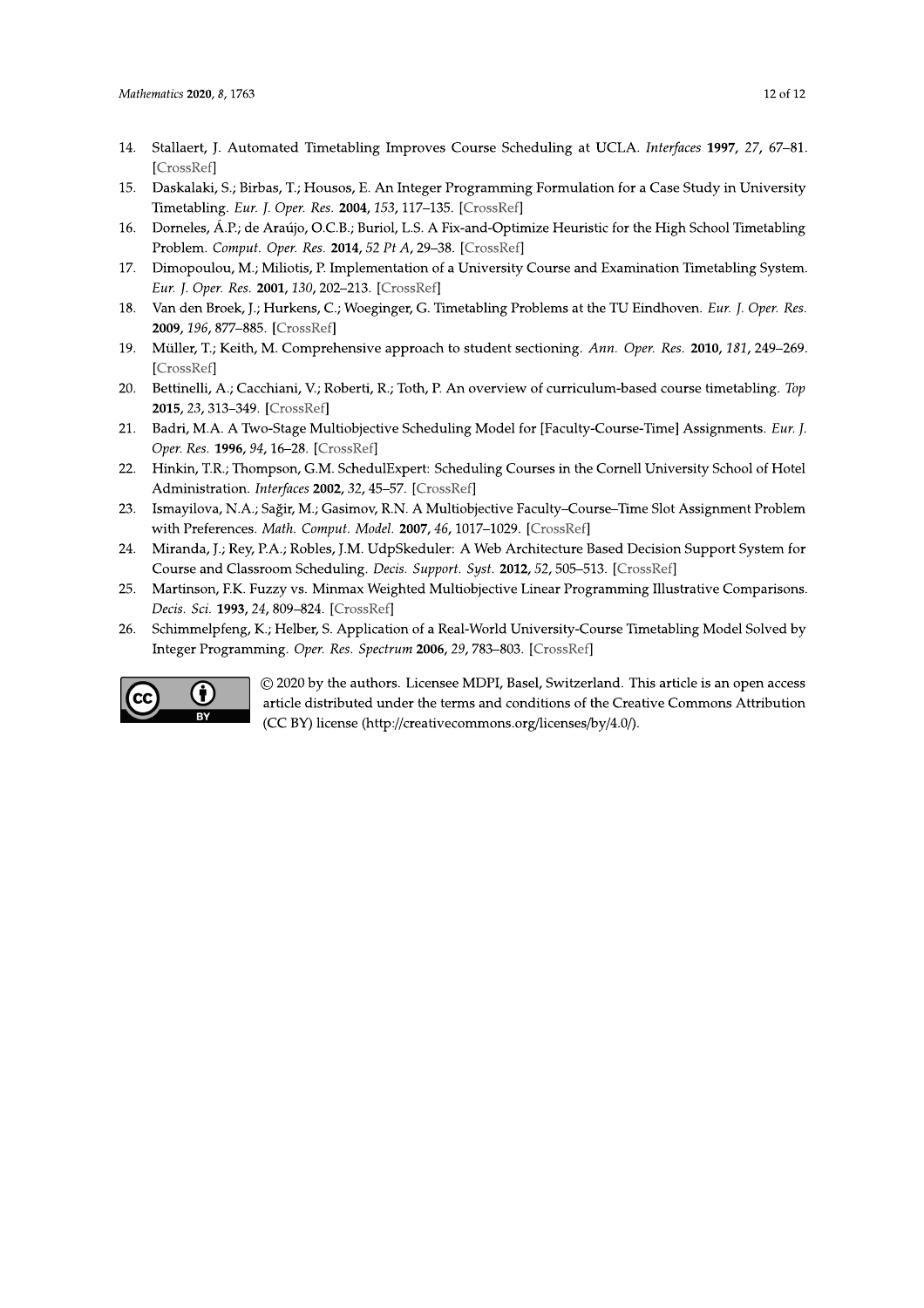14. Stallaert, J. Automated Timetabling Improves Course Scheduling at UCLA. *Interfaces* **1997**, *27*, 67–81. [CrossRef]
15. Daskalaki, S.; Birbas, T.; Housos, E. An Integer Programming Formulation for a Case Study in University Timetabling. *Eur. J. Oper. Res.* **2004**, *153*, 117–135. [CrossRef]
16. Dorneles, Á.P.; de Araújo, O.C.B.; Buriol, L.S. A Fix-and-Optimize Heuristic for the High School Timetabling Problem. *Comput. Oper. Res.* **2014**, *52 Pt A*, 29–38. [CrossRef]
17. Dimopoulou, M.; Miliotis, P. Implementation of a University Course and Examination Timetabling System. *Eur. J. Oper. Res.* **2001**, *130*, 202–213. [CrossRef]
18. Van den Broek, J.; Hurkens, C.; Woeginger, G. Timetabling Problems at the TU Eindhoven. *Eur. J. Oper. Res.* **2009**, *196*, 877–885. [CrossRef]
19. Müller, T.; Keith, M. Comprehensive approach to student sectioning. *Ann. Oper. Res.* **2010**, *181*, 249–269. [CrossRef]
20. Bettinelli, A.; Cacchiani, V.; Roberti, R.; Toth, P. An overview of curriculum-based course timetabling. *Top* **2015**, *23*, 313–349. [CrossRef]
21. Badri, M.A. A Two-Stage Multiobjective Scheduling Model for [Faculty-Course-Time] Assignments. *Eur. J. Oper. Res.* **1996**, *94*, 16–28. [CrossRef]
22. Hinkin, T.R.; Thompson, G.M. SchedulExpert: Scheduling Courses in the Cornell University School of Hotel Administration. *Interfaces* **2002**, *32*, 45–57. [CrossRef]
23. Ismayilova, N.A.; Sağir, M.; Gasimov, R.N. A Multiobjective Faculty–Course–Time Slot Assignment Problem with Preferences. *Math. Comput. Model.* **2007**, *46*, 1017–1029. [CrossRef]
24. Miranda, J.; Rey, P.A.; Robles, J.M. UdpSkeduler: A Web Architecture Based Decision Support System for Course and Classroom Scheduling. *Decis. Support. Syst.* **2012**, *52*, 505–513. [CrossRef]
25. Martinson, F.K. Fuzzy vs. Minmax Weighted Multiobjective Linear Programming Illustrative Comparisons. *Decis. Sci.* **1993**, *24*, 809–824. [CrossRef]
26. Schimmelpfeng, K.; Helber, S. Application of a Real-World University-Course Timetabling Model Solved by Integer Programming. *Oper. Res. Spectrum* **2006**, *29*, 783–803. [CrossRef]

© 2020 by the authors. Licensee MDPI, Basel, Switzerland. This article is an open access article distributed under the terms and conditions of the Creative Commons Attribution (CC BY) license (http://creativecommons.org/licenses/by/4.0/).